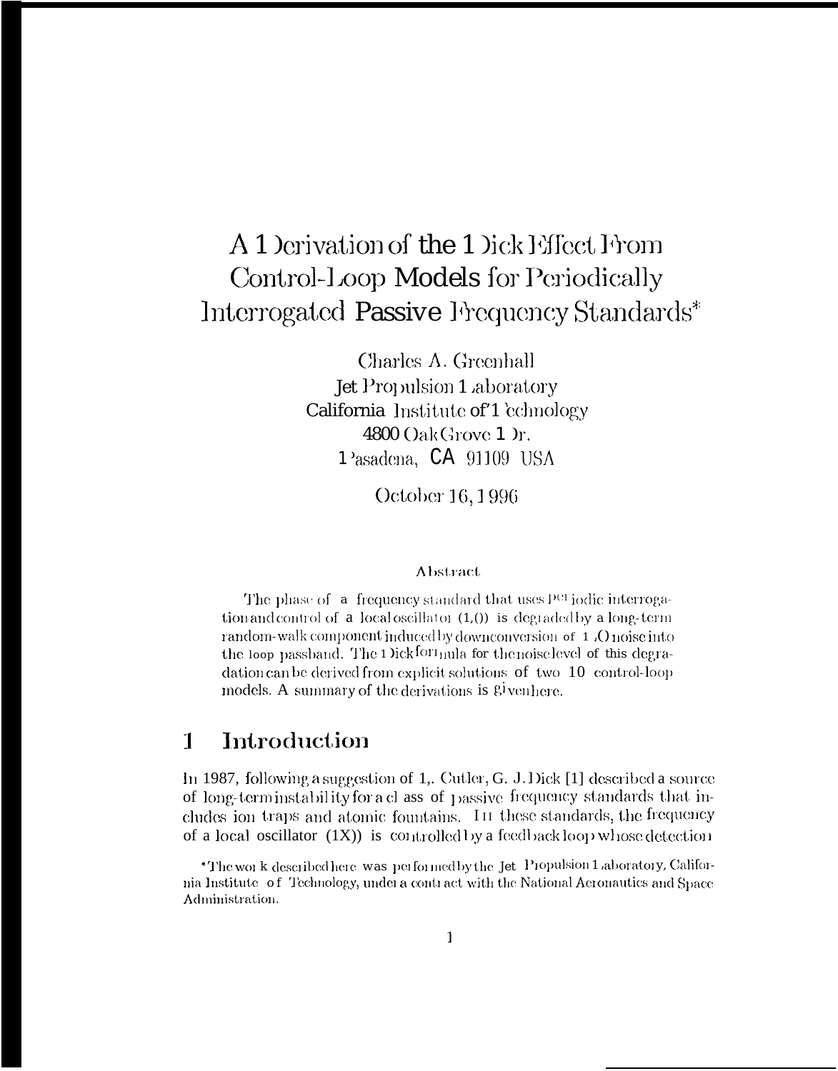# A Derivation of the Dick Effect From Control-Loop Models for Periodically Interrogated Passive Frequency Standards*

Charles A. Greenhall
Jet Propulsion Laboratory
California Institute of Technology
4800 Oak Grove Dr.
Pasadena, CA 91109 USA

October 16, 1996

### Abstract

The phase of a frequency standard that uses periodic interrogation and control of a local oscillator (LO) is degraded by a long-term random-walk component induced by downconversion of LO noise into the loop passband. The Dick formula for the noise level of this degradation can be derived from explicit solutions of two LO control-loop models. A summary of the derivations is given here.

## 1 Introduction

In 1987, following a suggestion of L. Cutler, G. J. Dick [1] described a source of long-term instability for a class of passive frequency standards that includes ion traps and atomic fountains. In these standards, the frequency of a local oscillator (LO) is controlled by a feedback loop whose detection

*The work described here was performed by the Jet Propulsion Laboratory, California Institute of Technology, under a contract with the National Aeronautics and Space Administration.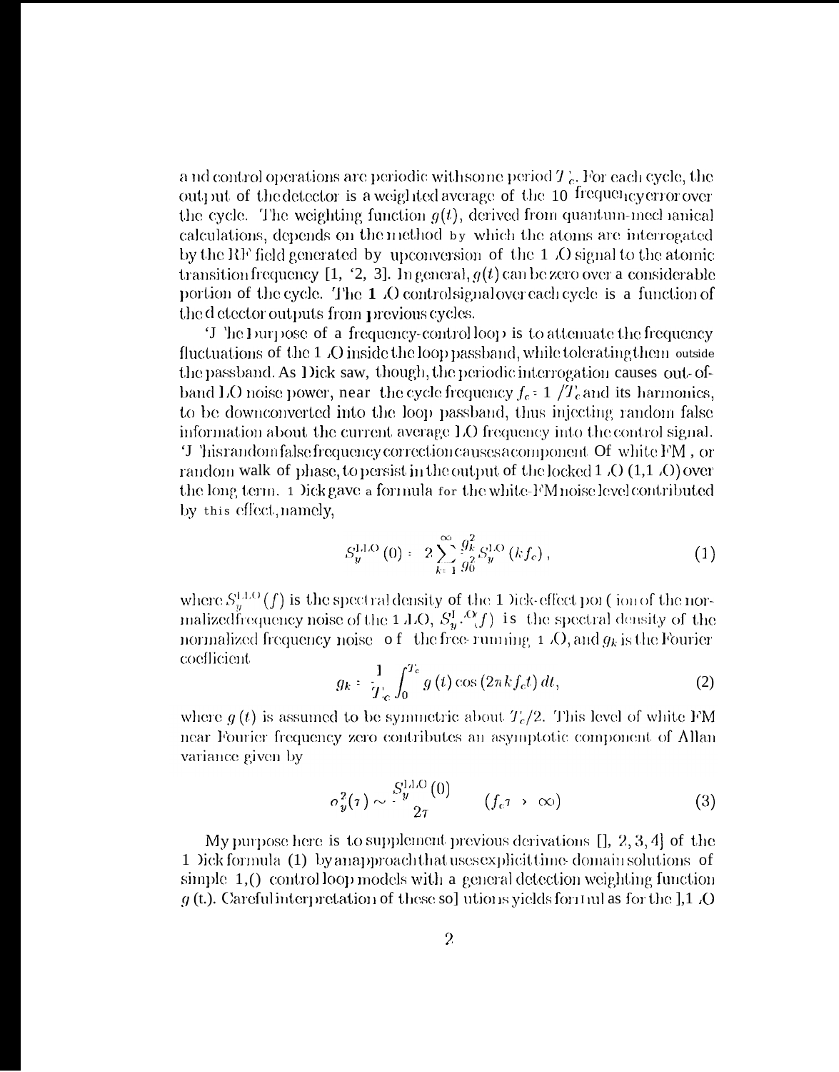and control operations are periodic with some period $T_c$. For each cycle, the output of the detector is a weighted average of the LO frequency error over the cycle. The weighting function $g(t)$, derived from quantum-mechanical calculations, depends on the method by which the atoms are interrogated by the RF field generated by upconversion of the LO signal to the atomic transition frequency [1, 2, 3]. In general, $g(t)$ can be zero over a considerable portion of the cycle. The LO control signal over each cycle is a function of the detector outputs from previous cycles.

The purpose of a frequency-control loop is to attenuate the frequency fluctuations of the LO inside the loop passband, while tolerating them outside the passband. As Dick saw, though, the periodic interrogation causes out-of-band LO noise power, near the cycle frequency $f_c = 1/T_c$ and its harmonics, to be downconverted into the loop passband, thus injecting random false information about the current average LO frequency into the control signal. This random false frequency correction causes a component of white FM, or random walk of phase, to persist in the output of the locked LO (LLO) over the long term. Dick gave a formula for the white-FM noise level contributed by this effect, namely,

$$S_y^{LLO}(0) = 2\sum_{k=1}^{\infty} \frac{g_k^2}{g_0^2} S_y^{LO}(kf_c), \tag{1}$$

where $S_y^{LLO}(f)$ is the spectral density of the Dick-effect portion of the normalized frequency noise of the LLO, $S_y^{LO}(f)$ is the spectral density of the normalized frequency noise of the free-running LO, and $g_k$ is the Fourier coefficient

$$g_k = \frac{1}{T_c}\int_0^{T_c} g(t)\cos(2\pi k f_c t)\,dt, \tag{2}$$

where $g(t)$ is assumed to be symmetric about $T_c/2$. This level of white FM near Fourier frequency zero contributes an asymptotic component of Allan variance given by

$$\sigma_y^2(\tau) \sim \frac{S_y^{LLO}(0)}{2\tau} \qquad (f_c\tau \to \infty) \tag{3}$$

My purpose here is to supplement previous derivations [1, 2, 3, 4] of the Dick formula (1) by an approach that uses explicit time-domain solutions of simple LO control loop models with a general detection weighting function $g(t)$. Careful interpretation of these solutions yields formulas for the LLO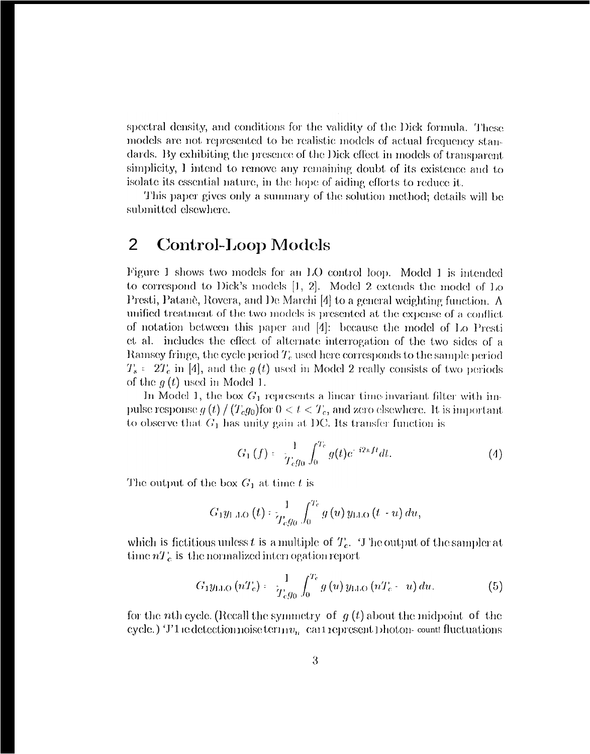spectral density, and conditions for the validity of the Dick formula. These models are not represented to be realistic models of actual frequency standards. By exhibiting the presence of the Dick effect in models of transparent simplicity, I intend to remove any remaining doubt of its existence and to isolate its essential nature, in the hope of aiding efforts to reduce it.

This paper gives only a summary of the solution method; details will be submitted elsewhere.

## 2 Control-Loop Models

Figure 1 shows two models for an LO control loop. Model 1 is intended to correspond to Dick's models [1, 2]. Model 2 extends the model of Lo Presti, Patanè, Rovera, and De Marchi [4] to a general weighting function. A unified treatment of the two models is presented at the expense of a conflict of notation between this paper and [4]: because the model of Lo Presti et. al. includes the effect of alternate interrogation of the two sides of a Ramsey fringe, the cycle period $T_c$ used here corresponds to the sample period $T_s = 2T_c$ in [4], and the $g(t)$ used in Model 2 really consists of two periods of the $g(t)$ used in Model 1.

In Model 1, the box $G_1$ represents a linear time-invariant filter with impulse response $g(t)/(T_c g_0)$ for $0 < t < T_c$, and zero elsewhere. It is important to observe that $G_1$ has unity gain at DC. Its transfer function is

$$G_1(f) = \frac{1}{T_c g_0} \int_0^{T_c} g(t) e^{-i2\pi f t} dt. \tag{4}$$

The output of the box $G_1$ at time $t$ is

$$G_1 y_{LLO}(t) = \frac{1}{T_c g_0} \int_0^{T_c} g(u)\, y_{LLO}(t-u)\, du,$$

which is fictitious unless $t$ is a multiple of $T_c$. The output of the sampler at time $nT_c$ is the normalized interrogation report

$$G_1 y_{LLO}(nT_c) = \frac{1}{T_c g_0} \int_0^{T_c} g(u)\, y_{LLO}(nT_c - u)\, du. \tag{5}$$

for the $n$th cycle. (Recall the symmetry of $g(t)$ about the midpoint of the cycle.) The detection noise term $v_n$ can represent photon-count fluctuations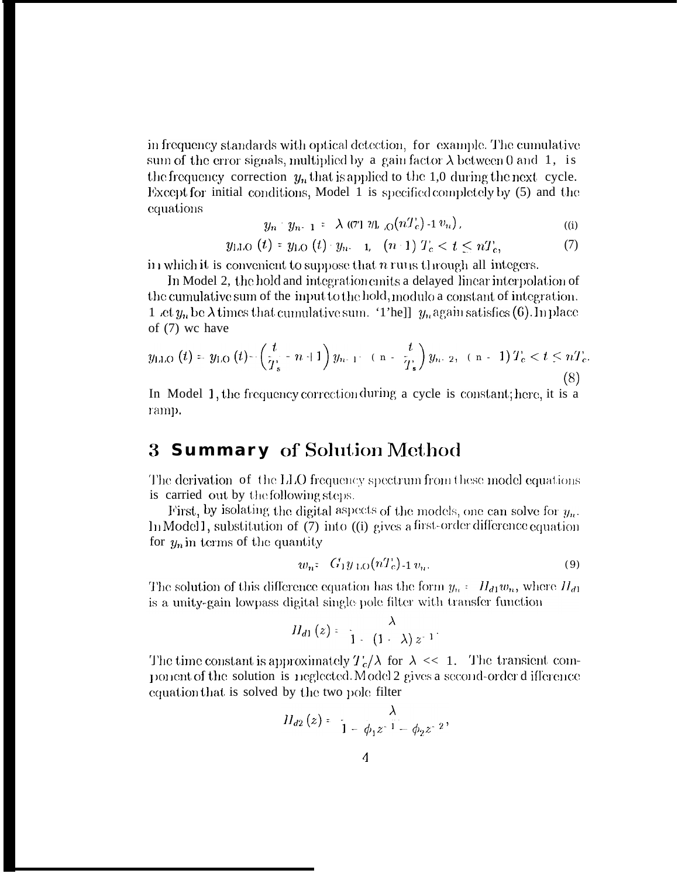in frequency standards with optical detection, for example. The cumulative sum of the error signals, multiplied by a gain factor $\lambda$ between 0 and 1, is the frequency correction $y_n$ that is applied to the LO during the next cycle. Except for initial conditions, Model 1 is specified completely by (5) and the equations

$$y_n - y_{n-1} = \lambda\, (G_1 y_{LO}(nT_c) + v_n), \tag{6}$$

$$y_{LLO}(t) = y_{LO}(t) - y_{n-1}, \quad (n-1)\,T_c < t \leq nT_c, \tag{7}$$

in which it is convenient to suppose that $n$ runs through all integers.

In Model 2, the hold and integration emits a delayed linear interpolation of the cumulative sum of the input to the hold, modulo a constant of integration. Let $y_n$ be $\lambda$ times that cumulative sum. Then $y_n$ again satisfies (6). In place of (7) we have

$$y_{LLO}(t) = y_{LO}(t) - \left(\frac{t}{T_s} - n + 1\right) y_{n-1} - \left(n - \frac{t}{T_s}\right) y_{n-2}, \quad (n-1)\,T_c < t \leq nT_c. \tag{8}$$

In Model 1, the frequency correction during a cycle is constant; here, it is a ramp.

## 3 Summary of Solution Method

The derivation of the LLO frequency spectrum from these model equations is carried out by the following steps.

First, by isolating the digital aspects of the models, one can solve for $y_n$. In Model 1, substitution of (7) into (6) gives a first-order difference equation for $y_n$ in terms of the quantity

$$w_n = G_1 y_{LO}(nT_c) + v_n. \tag{9}$$

The solution of this difference equation has the form $y_n = H_{d1} w_n$, where $H_{d1}$ is a unity-gain lowpass digital single pole filter with transfer function

$$H_{d1}(z) = \frac{\lambda}{1 - (1 - \lambda)\, z^{-1}}.$$

The time constant is approximately $T_c/\lambda$ for $\lambda << 1$. The transient component of the solution is neglected. Model 2 gives a second-order difference equation that is solved by the two pole filter

$$H_{d2}(z) = \frac{\lambda}{1 - \phi_1 z^{-1} - \phi_2 z^{-2}},$$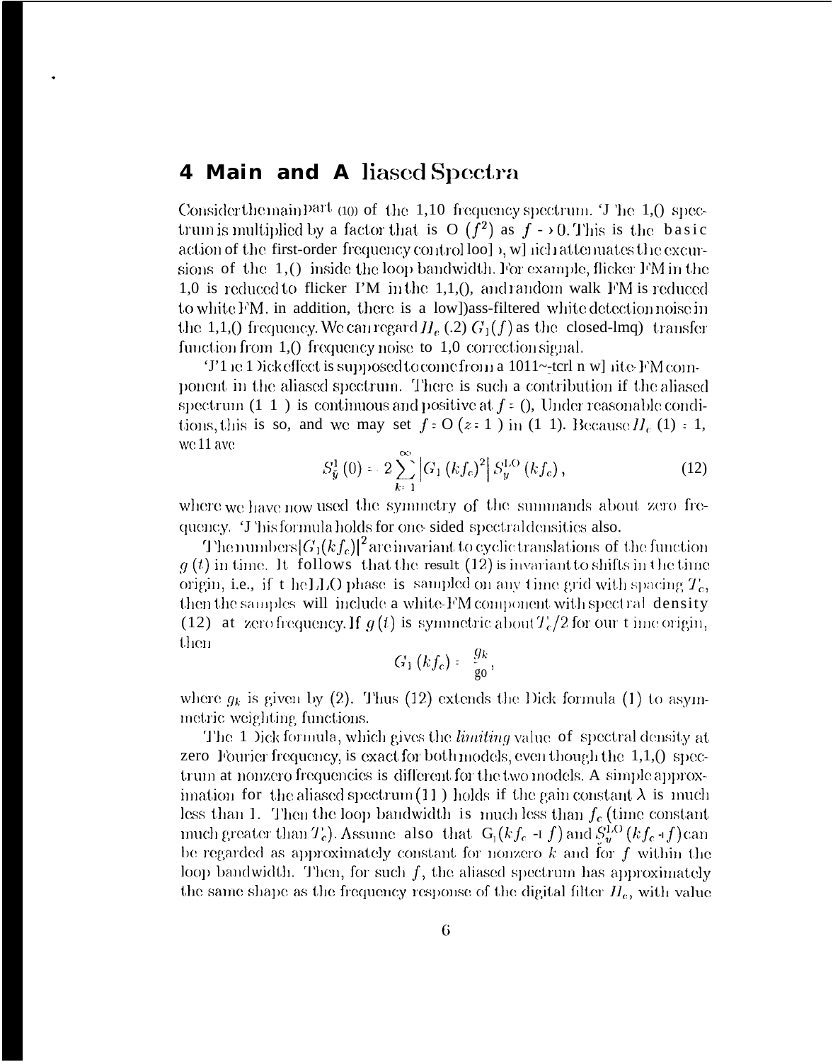# 4 Main and Aliased Spectra

Consider the main part (10) of the LLO frequency spectrum. The LO spectrum is multiplied by a factor that is $O(f^2)$ as $f \to 0$. This is the basic action of the first-order frequency control loop, which attenuates the excursions of the LO inside the loop bandwidth. For example, flicker FM in the LO is reduced to flicker PM in the LLO, and random walk FM is reduced to white FM. In addition, there is a lowpass-filtered white detection noise in the LLO frequency. We can regard $H_c(.2)\, G_1(f)$ as the closed-loop transfer function from LO frequency noise to LO correction signal.

The Dick effect is supposed to come from a long-term white-FM component in the aliased spectrum. There is such a contribution if the aliased spectrum (11) is continuous and positive at $f = 0$. Under reasonable conditions, this is so, and we may set $f = 0$ ($z = 1$) in (11). Because $H_c(1) = 1$, we have

$$S_{\bar{y}}^{1}(0) = 2\sum_{k=1}^{\infty}\left|G_1(kf_c)^2\right| S_y^{LO}(kf_c), \tag{12}$$

where we have now used the symmetry of the summands about zero frequency. This formula holds for one-sided spectral densities also.

The numbers $|G_1(kf_c)|^2$ are invariant to cyclic translations of the function $g(t)$ in time. It follows that the result (12) is invariant to shifts in the time origin, i.e., if the LLO phase is sampled on any time grid with spacing $T_c$, then the samples will include a white-FM component with spectral density (12) at zero frequency. If $g(t)$ is symmetric about $T_c/2$ for our time origin, then

$$G_1(kf_c) = \frac{g_k}{g_0},$$

where $g_k$ is given by (2). Thus (12) extends the Dick formula (1) to asymmetric weighting functions.

The Dick formula, which gives the *limiting* value of spectral density at zero Fourier frequency, is exact for both models, even though the LLO spectrum at nonzero frequencies is different for the two models. A simple approximation for the aliased spectrum (11) holds if the gain constant $\lambda$ is much less than 1. Then the loop bandwidth is much less than $f_c$ (time constant much greater than $T_c$). Assume also that $G_1(kf_c + f)$ and $S_y^{LO}(kf_c + f)$ can be regarded as approximately constant for nonzero $k$ and for $f$ within the loop bandwidth. Then, for such $f$, the aliased spectrum has approximately the same shape as the frequency response of the digital filter $H_c$, with value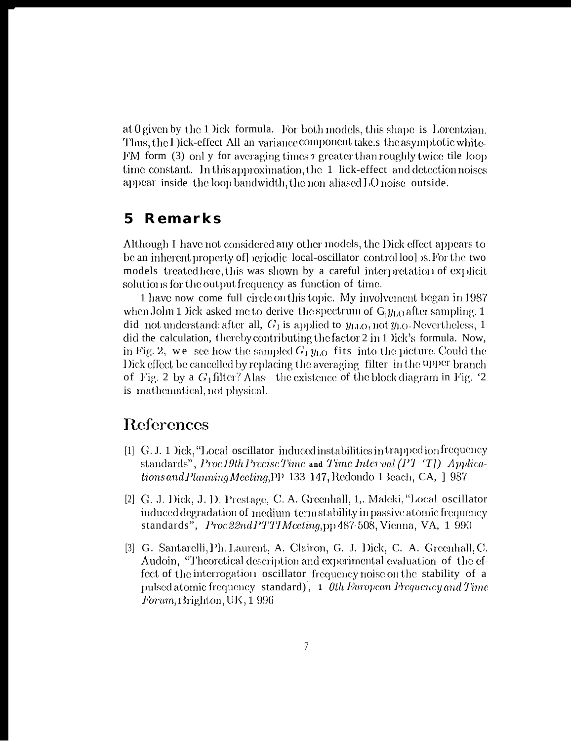at 0 given by the Dick formula. For both models, this shape is Lorentzian. Thus, the Dick-effect Allan variance component takes the asymptotic white-FM form (3) only for averaging times $\tau$ greater than roughly twice the loop time constant. In this approximation, the Dick-effect and detection noises appear inside the loop bandwidth, the non-aliased LO noise outside.

## 5 Remarks

Although I have not considered any other models, the Dick effect appears to be an inherent property of periodic local-oscillator control loops. For the two models treated here, this was shown by a careful interpretation of explicit solutions for the output frequency as function of time.

I have now come full circle on this topic. My involvement began in 1987 when John Dick asked me to derive the spectrum of $G_1 y_{LO}$ after sampling. I did not understand: after all, $G_1$ is applied to $y_{LLO}$, not $y_{LO}$. Nevertheless, I did the calculation, thereby contributing the factor 2 in Dick's formula. Now, in Fig. 2, we see how the sampled $G_1 y_{LO}$ fits into the picture. Could the Dick effect be cancelled by replacing the averaging filter in the upper branch of Fig. 2 by a $G_1$ filter? Alas the existence of the block diagram in Fig. 2 is mathematical, not physical.

# References

[1] G. J. Dick, "Local oscillator induced instabilities in trapped ion frequency standards", *Proc 19th Precise Time* **and** *Time Interval (PTTI) Applications and Planning Meeting*, pp 133 147, Redondo Beach, CA, 1987

[2] G. J. Dick, J. D. Prestage, C. A. Greenhall, L. Maleki, "Local oscillator induced degradation of medium-term stability in passive atomic frequency standards", *Proc 22nd PTTI Meeting*, pp 487-508, Vienna, VA, 1990

[3] G. Santarelli, Ph. Laurent, A. Clairon, G. J. Dick, C. A. Greenhall, C. Audoin, "Theoretical description and experimental evaluation of the effect of the interrogation oscillator frequency noise on the stability of a pulsed atomic frequency standard)", *10th European Frequency and Time Forum*, Brighton, UK, 1996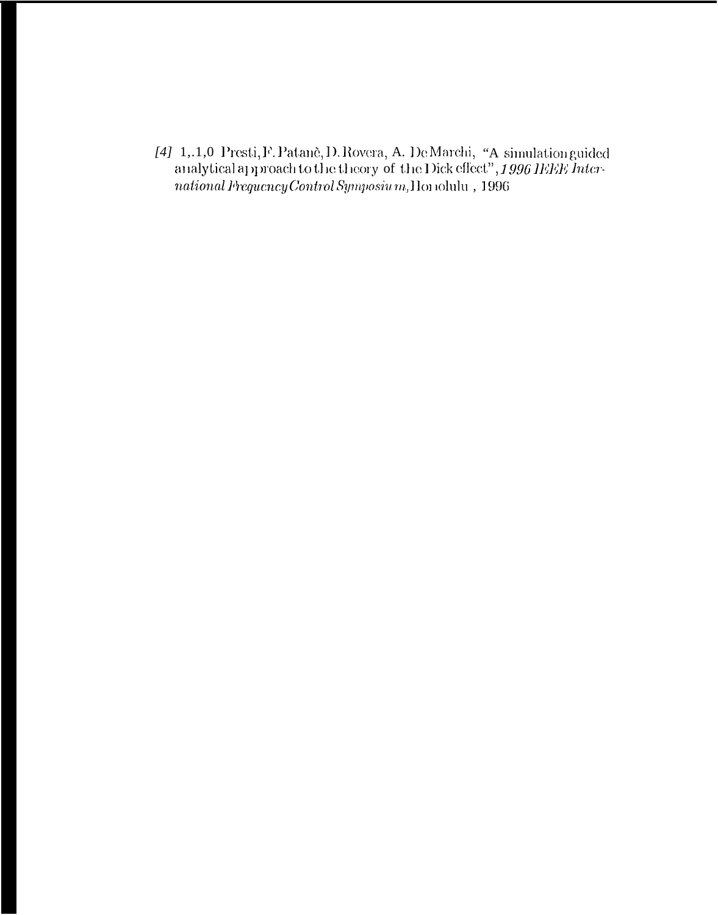[4] 1,.1,0 Presti, F. Patanè, D. Rovera, A. De Marchi, "A simulation guided analytical approach to the theory of the Dick effect", *1996 IEEE International Frequency Control Symposium*, Honolulu, 1996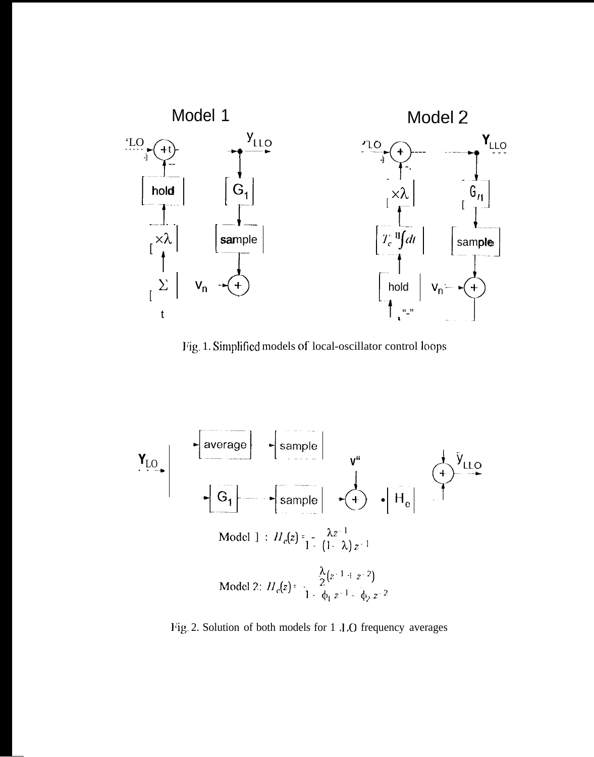Model 1

Model 2

Fig. 1. Simplified models of local-oscillator control loops

Model 1: $H_c(z) = \dfrac{\lambda z^{-1}}{1 - (1-\lambda) z^{-1}}$

Model 2: $H_c(z) = \dfrac{\frac{\lambda}{2}\left(z^{-1} + z^{-2}\right)}{1 - \phi_1 z^{-1} - \phi_2 z^{-2}}$

Fig. 2. Solution of both models for LLO frequency averages